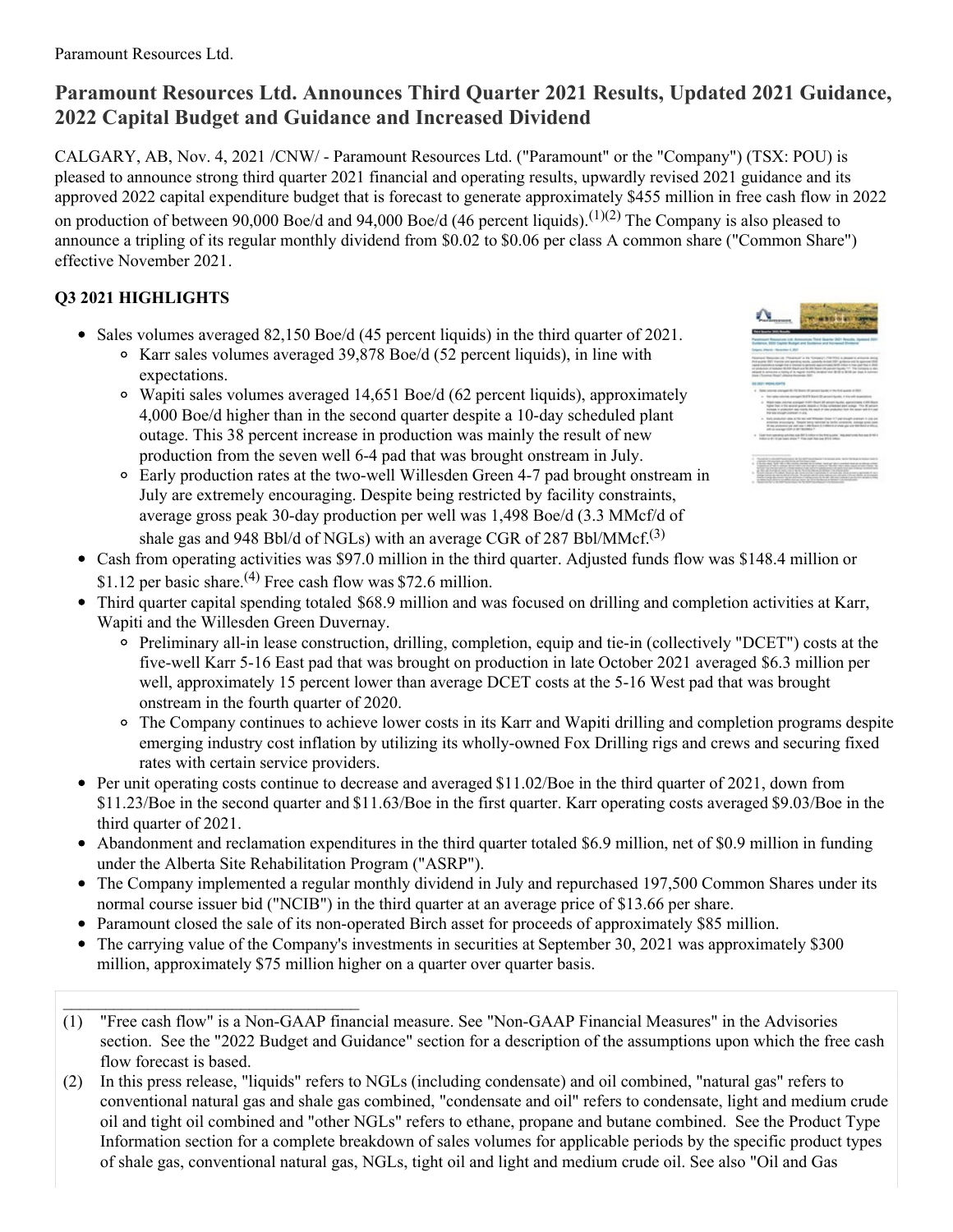Paramount Resources Ltd.

# Paramount Resources Ltd. Announces Third Quarter 2021 Results, Updated 2021 Guidance, 2022 Capital Budget and Guidance and Increased Dividend

CALGARY, AB, Nov. 4, 2021 /CNW/ - Paramount Resources Ltd. ("Paramount" or the "Company") (TSX: POU) is pleased to announce strong third quarter 2021 financial and operating results, upwardly revised 2021 guidance and its approved 2022 capital expenditure budget that is forecast to generate approximately $455 million in free cash flow in 2022 on production of between 90,000 Boe/d and 94,000 Boe/d (46 percent liquids).[(1)(2)] The Company is also pleased to announce a tripling of its regular monthly dividend from $0.02 to $0.06 per class A common share ("Common Share") effective November 2021.

## Q3 2021 HIGHLIGHTS

- Sales volumes averaged 82,150 Boe/d (45 percent liquids) in the third quarter of 2021.
  - Karr sales volumes averaged 39,878 Boe/d (52 percent liquids), in line with expectations.
  - Wapiti sales volumes averaged 14,651 Boe/d (62 percent liquids), approximately 4,000 Boe/d higher than in the second quarter despite a 10-day scheduled plant outage. This 38 percent increase in production was mainly the result of new production from the seven well 6-4 pad that was brought onstream in July.
  - Early production rates at the two-well Willesden Green 4-7 pad brought onstream in July are extremely encouraging. Despite being restricted by facility constraints, average gross peak 30-day production per well was 1,498 Boe/d (3.3 MMcf/d of shale gas and 948 Bbl/d of NGLs) with an average CGR of 287 Bbl/MMcf.[(3)]
- Cash from operating activities was $97.0 million in the third quarter. Adjusted funds flow was $148.4 million or $1.12 per basic share.[(4)] Free cash flow was $72.6 million.
- Third quarter capital spending totaled $68.9 million and was focused on drilling and completion activities at Karr, Wapiti and the Willesden Green Duvernay.
  - Preliminary all-in lease construction, drilling, completion, equip and tie-in (collectively "DCET") costs at the five-well Karr 5-16 East pad that was brought on production in late October 2021 averaged $6.3 million per well, approximately 15 percent lower than average DCET costs at the 5-16 West pad that was brought onstream in the fourth quarter of 2020.
  - The Company continues to achieve lower costs in its Karr and Wapiti drilling and completion programs despite emerging industry cost inflation by utilizing its wholly-owned Fox Drilling rigs and crews and securing fixed rates with certain service providers.
- Per unit operating costs continue to decrease and averaged $11.02/Boe in the third quarter of 2021, down from $11.23/Boe in the second quarter and $11.63/Boe in the first quarter. Karr operating costs averaged $9.03/Boe in the third quarter of 2021.
- Abandonment and reclamation expenditures in the third quarter totaled $6.9 million, net of $0.9 million in funding under the Alberta Site Rehabilitation Program ("ASRP").
- The Company implemented a regular monthly dividend in July and repurchased 197,500 Common Shares under its normal course issuer bid ("NCIB") in the third quarter at an average price of $13.66 per share.
- Paramount closed the sale of its non-operated Birch asset for proceeds of approximately $85 million.
- The carrying value of the Company's investments in securities at September 30, 2021 was approximately $300 million, approximately $75 million higher on a quarter over quarter basis.

---

(1) "Free cash flow" is a Non-GAAP financial measure. See "Non-GAAP Financial Measures" in the Advisories section. See the "2022 Budget and Guidance" section for a description of the assumptions upon which the free cash flow forecast is based.

(2) In this press release, "liquids" refers to NGLs (including condensate) and oil combined, "natural gas" refers to conventional natural gas and shale gas combined, "condensate and oil" refers to condensate, light and medium crude oil and tight oil combined and "other NGLs" refers to ethane, propane and butane combined. See the Product Type Information section for a complete breakdown of sales volumes for applicable periods by the specific product types of shale gas, conventional natural gas, NGLs, tight oil and light and medium crude oil. See also "Oil and Gas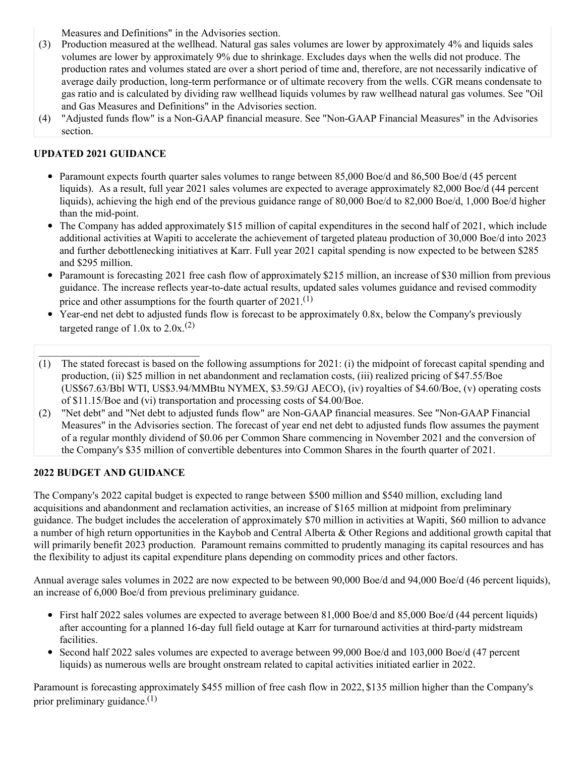Measures and Definitions" in the Advisories section.

(3) Production measured at the wellhead. Natural gas sales volumes are lower by approximately 4% and liquids sales volumes are lower by approximately 9% due to shrinkage. Excludes days when the wells did not produce. The production rates and volumes stated are over a short period of time and, therefore, are not necessarily indicative of average daily production, long-term performance or of ultimate recovery from the wells. CGR means condensate to gas ratio and is calculated by dividing raw wellhead liquids volumes by raw wellhead natural gas volumes. See "Oil and Gas Measures and Definitions" in the Advisories section.

(4) "Adjusted funds flow" is a Non-GAAP financial measure. See "Non-GAAP Financial Measures" in the Advisories section.

## UPDATED 2021 GUIDANCE

- Paramount expects fourth quarter sales volumes to range between 85,000 Boe/d and 86,500 Boe/d (45 percent liquids). As a result, full year 2021 sales volumes are expected to average approximately 82,000 Boe/d (44 percent liquids), achieving the high end of the previous guidance range of 80,000 Boe/d to 82,000 Boe/d, 1,000 Boe/d higher than the mid-point.
- The Company has added approximately $15 million of capital expenditures in the second half of 2021, which include additional activities at Wapiti to accelerate the achievement of targeted plateau production of 30,000 Boe/d into 2023 and further debottlenecking initiatives at Karr. Full year 2021 capital spending is now expected to be between $285 and $295 million.
- Paramount is forecasting 2021 free cash flow of approximately $215 million, an increase of $30 million from previous guidance. The increase reflects year-to-date actual results, updated sales volumes guidance and revised commodity price and other assumptions for the fourth quarter of 2021.[1]
- Year-end net debt to adjusted funds flow is forecast to be approximately 0.8x, below the Company's previously targeted range of 1.0x to 2.0x.[2]

______________________________

(1) The stated forecast is based on the following assumptions for 2021: (i) the midpoint of forecast capital spending and production, (ii) $25 million in net abandonment and reclamation costs, (iii) realized pricing of $47.55/Boe (US$67.63/Bbl WTI, US$3.94/MMBtu NYMEX, $3.59/GJ AECO), (iv) royalties of $4.60/Boe, (v) operating costs of $11.15/Boe and (vi) transportation and processing costs of $4.00/Boe.

(2) "Net debt" and "Net debt to adjusted funds flow" are Non-GAAP financial measures. See "Non-GAAP Financial Measures" in the Advisories section. The forecast of year end net debt to adjusted funds flow assumes the payment of a regular monthly dividend of $0.06 per Common Share commencing in November 2021 and the conversion of the Company's $35 million of convertible debentures into Common Shares in the fourth quarter of 2021.

## 2022 BUDGET AND GUIDANCE

The Company's 2022 capital budget is expected to range between $500 million and $540 million, excluding land acquisitions and abandonment and reclamation activities, an increase of $165 million at midpoint from preliminary guidance. The budget includes the acceleration of approximately $70 million in activities at Wapiti, $60 million to advance a number of high return opportunities in the Kaybob and Central Alberta & Other Regions and additional growth capital that will primarily benefit 2023 production. Paramount remains committed to prudently managing its capital resources and has the flexibility to adjust its capital expenditure plans depending on commodity prices and other factors.

Annual average sales volumes in 2022 are now expected to be between 90,000 Boe/d and 94,000 Boe/d (46 percent liquids), an increase of 6,000 Boe/d from previous preliminary guidance.

- First half 2022 sales volumes are expected to average between 81,000 Boe/d and 85,000 Boe/d (44 percent liquids) after accounting for a planned 16-day full field outage at Karr for turnaround activities at third-party midstream facilities.
- Second half 2022 sales volumes are expected to average between 99,000 Boe/d and 103,000 Boe/d (47 percent liquids) as numerous wells are brought onstream related to capital activities initiated earlier in 2022.

Paramount is forecasting approximately $455 million of free cash flow in 2022, $135 million higher than the Company's prior preliminary guidance.[1]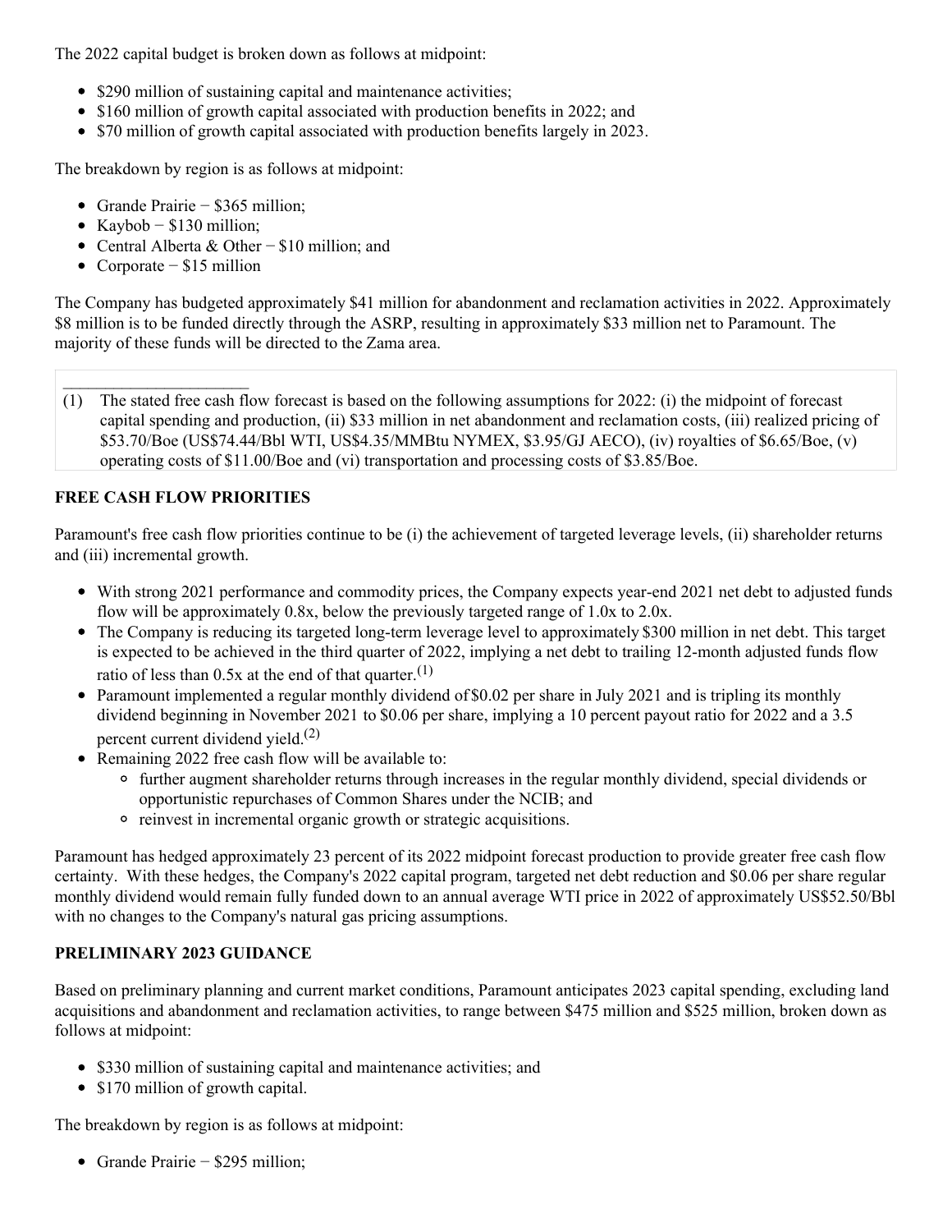The 2022 capital budget is broken down as follows at midpoint:

- $290 million of sustaining capital and maintenance activities;
- $160 million of growth capital associated with production benefits in 2022; and
- $70 million of growth capital associated with production benefits largely in 2023.

The breakdown by region is as follows at midpoint:

- Grande Prairie − $365 million;
- Kaybob − $130 million;
- Central Alberta & Other − $10 million; and
- Corporate − $15 million

The Company has budgeted approximately $41 million for abandonment and reclamation activities in 2022. Approximately $8 million is to be funded directly through the ASRP, resulting in approximately $33 million net to Paramount. The majority of these funds will be directed to the Zama area.

______________________

(1) The stated free cash flow forecast is based on the following assumptions for 2022: (i) the midpoint of forecast capital spending and production, (ii) $33 million in net abandonment and reclamation costs, (iii) realized pricing of $53.70/Boe (US$74.44/Bbl WTI, US$4.35/MMBtu NYMEX, $3.95/GJ AECO), (iv) royalties of $6.65/Boe, (v) operating costs of $11.00/Boe and (vi) transportation and processing costs of $3.85/Boe.

**FREE CASH FLOW PRIORITIES**

Paramount's free cash flow priorities continue to be (i) the achievement of targeted leverage levels, (ii) shareholder returns and (iii) incremental growth.

- With strong 2021 performance and commodity prices, the Company expects year-end 2021 net debt to adjusted funds flow will be approximately 0.8x, below the previously targeted range of 1.0x to 2.0x.
- The Company is reducing its targeted long-term leverage level to approximately $300 million in net debt. This target is expected to be achieved in the third quarter of 2022, implying a net debt to trailing 12-month adjusted funds flow ratio of less than 0.5x at the end of that quarter.[1]
- Paramount implemented a regular monthly dividend of $0.02 per share in July 2021 and is tripling its monthly dividend beginning in November 2021 to $0.06 per share, implying a 10 percent payout ratio for 2022 and a 3.5 percent current dividend yield.[2]
- Remaining 2022 free cash flow will be available to:
  - further augment shareholder returns through increases in the regular monthly dividend, special dividends or opportunistic repurchases of Common Shares under the NCIB; and
  - reinvest in incremental organic growth or strategic acquisitions.

Paramount has hedged approximately 23 percent of its 2022 midpoint forecast production to provide greater free cash flow certainty. With these hedges, the Company's 2022 capital program, targeted net debt reduction and $0.06 per share regular monthly dividend would remain fully funded down to an annual average WTI price in 2022 of approximately US$52.50/Bbl with no changes to the Company's natural gas pricing assumptions.

**PRELIMINARY 2023 GUIDANCE**

Based on preliminary planning and current market conditions, Paramount anticipates 2023 capital spending, excluding land acquisitions and abandonment and reclamation activities, to range between $475 million and $525 million, broken down as follows at midpoint:

- $330 million of sustaining capital and maintenance activities; and
- $170 million of growth capital.

The breakdown by region is as follows at midpoint:

- Grande Prairie − $295 million;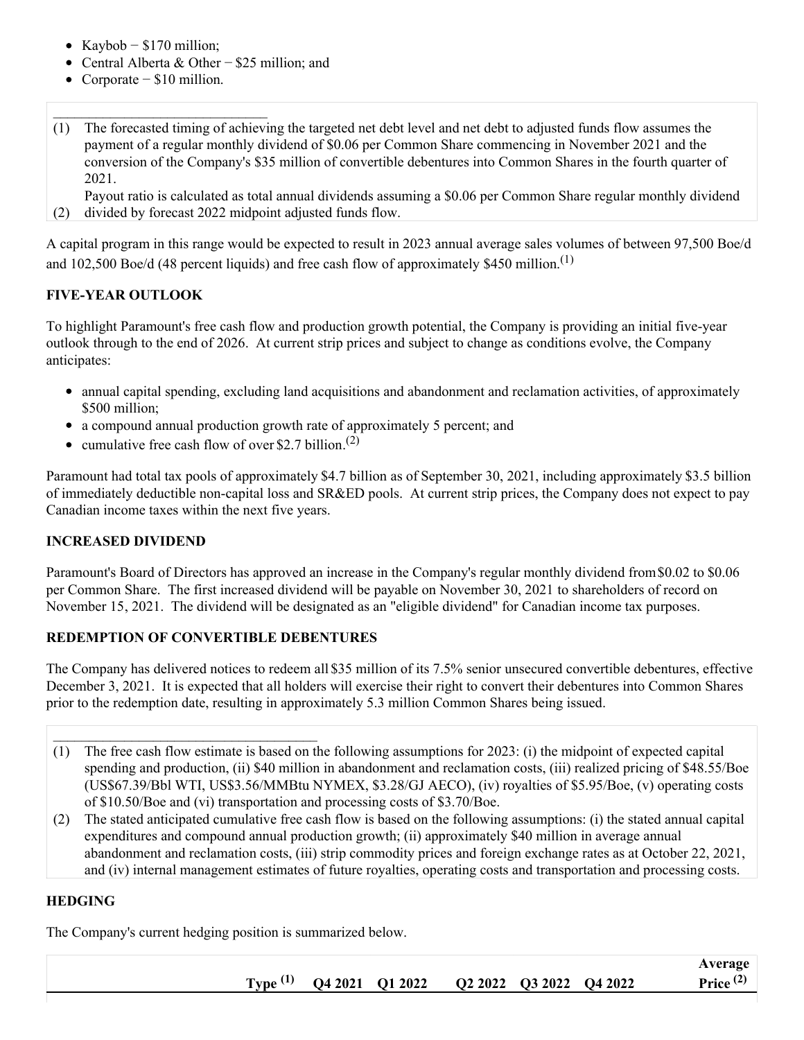- Kaybob − $170 million;
- Central Alberta & Other − $25 million; and
- Corporate − $10 million.

______________________________

(1) The forecasted timing of achieving the targeted net debt level and net debt to adjusted funds flow assumes the payment of a regular monthly dividend of $0.06 per Common Share commencing in November 2021 and the conversion of the Company's $35 million of convertible debentures into Common Shares in the fourth quarter of 2021.

(2) Payout ratio is calculated as total annual dividends assuming a $0.06 per Common Share regular monthly dividend divided by forecast 2022 midpoint adjusted funds flow.

A capital program in this range would be expected to result in 2023 annual average sales volumes of between 97,500 Boe/d and 102,500 Boe/d (48 percent liquids) and free cash flow of approximately $450 million.[1]

**FIVE-YEAR OUTLOOK**

To highlight Paramount's free cash flow and production growth potential, the Company is providing an initial five-year outlook through to the end of 2026. At current strip prices and subject to change as conditions evolve, the Company anticipates:

- annual capital spending, excluding land acquisitions and abandonment and reclamation activities, of approximately $500 million;
- a compound annual production growth rate of approximately 5 percent; and
- cumulative free cash flow of over $2.7 billion.[2]

Paramount had total tax pools of approximately $4.7 billion as of September 30, 2021, including approximately $3.5 billion of immediately deductible non-capital loss and SR&ED pools. At current strip prices, the Company does not expect to pay Canadian income taxes within the next five years.

**INCREASED DIVIDEND**

Paramount's Board of Directors has approved an increase in the Company's regular monthly dividend from $0.02 to $0.06 per Common Share. The first increased dividend will be payable on November 30, 2021 to shareholders of record on November 15, 2021. The dividend will be designated as an "eligible dividend" for Canadian income tax purposes.

**REDEMPTION OF CONVERTIBLE DEBENTURES**

The Company has delivered notices to redeem all $35 million of its 7.5% senior unsecured convertible debentures, effective December 3, 2021. It is expected that all holders will exercise their right to convert their debentures into Common Shares prior to the redemption date, resulting in approximately 5.3 million Common Shares being issued.

______________________________

(1) The free cash flow estimate is based on the following assumptions for 2023: (i) the midpoint of expected capital spending and production, (ii) $40 million in abandonment and reclamation costs, (iii) realized pricing of $48.55/Boe (US$67.39/Bbl WTI, US$3.56/MMBtu NYMEX, $3.28/GJ AECO), (iv) royalties of $5.95/Boe, (v) operating costs of $10.50/Boe and (vi) transportation and processing costs of $3.70/Boe.

(2) The stated anticipated cumulative free cash flow is based on the following assumptions: (i) the stated annual capital expenditures and compound annual production growth; (ii) approximately $40 million in average annual abandonment and reclamation costs, (iii) strip commodity prices and foreign exchange rates as at October 22, 2021, and (iv) internal management estimates of future royalties, operating costs and transportation and processing costs.

**HEDGING**

The Company's current hedging position is summarized below.

| | Type [1] | Q4 2021 | Q1 2022 | Q2 2022 | Q3 2022 | Q4 2022 | Average Price [2] |
|---|---|---|---|---|---|---|---|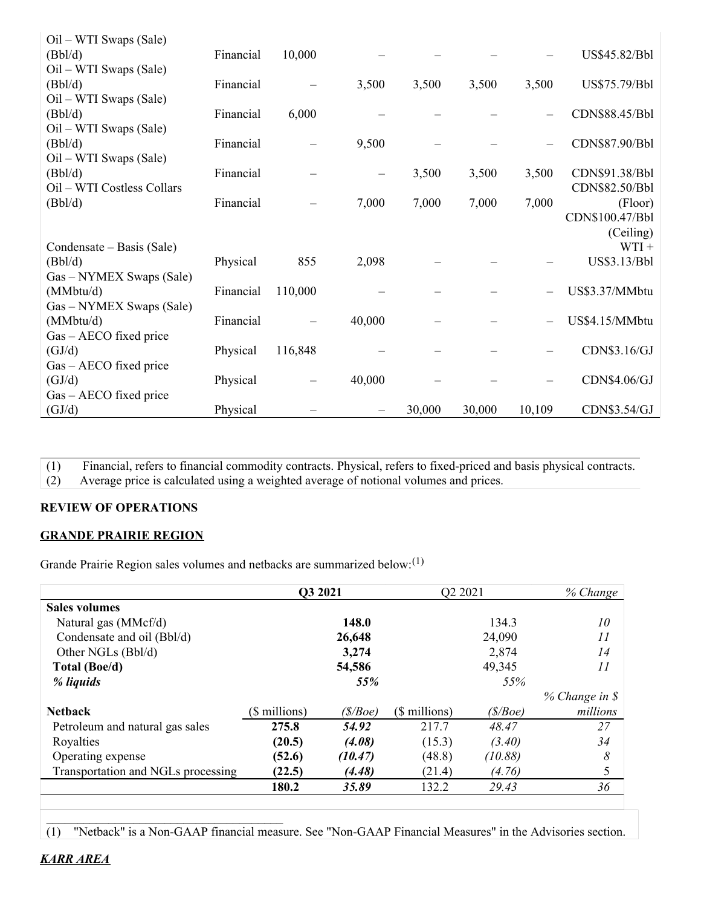| | | | | | | | |
|---|---|---|---|---|---|---|---|
| Oil – WTI Swaps (Sale) (Bbl/d) | Financial | 10,000 | – | – | – | – | US$45.82/Bbl |
| Oil – WTI Swaps (Sale) (Bbl/d) | Financial | – | 3,500 | 3,500 | 3,500 | 3,500 | US$75.79/Bbl |
| Oil – WTI Swaps (Sale) (Bbl/d) | Financial | 6,000 | – | – | – | – | CDN$88.45/Bbl |
| Oil – WTI Swaps (Sale) (Bbl/d) | Financial | – | 9,500 | – | – | – | CDN$87.90/Bbl |
| Oil – WTI Swaps (Sale) (Bbl/d) | Financial | – | – | 3,500 | 3,500 | 3,500 | CDN$91.38/Bbl |
| Oil – WTI Costless Collars (Bbl/d) | Financial | – | 7,000 | 7,000 | 7,000 | 7,000 | CDN$82.50/Bbl (Floor) CDN$100.47/Bbl (Ceiling) |
| Condensate – Basis (Sale) (Bbl/d) | Physical | 855 | 2,098 | – | – | – | WTI + US$3.13/Bbl |
| Gas – NYMEX Swaps (Sale) (MMbtu/d) | Financial | 110,000 | – | – | – | – | US$3.37/MMbtu |
| Gas – NYMEX Swaps (Sale) (MMbtu/d) | Financial | – | 40,000 | – | – | – | US$4.15/MMbtu |
| Gas – AECO fixed price (GJ/d) | Physical | 116,848 | – | – | – | – | CDN$3.16/GJ |
| Gas – AECO fixed price (GJ/d) | Physical | – | 40,000 | – | – | – | CDN$4.06/GJ |
| Gas – AECO fixed price (GJ/d) | Physical | – | – | 30,000 | 30,000 | 10,109 | CDN$3.54/GJ |

(1) Financial, refers to financial commodity contracts. Physical, refers to fixed-priced and basis physical contracts.
(2) Average price is calculated using a weighted average of notional volumes and prices.

**REVIEW OF OPERATIONS**

**GRANDE PRAIRIE REGION**

Grande Prairie Region sales volumes and netbacks are summarized below:[1]

| | **Q3 2021** | | Q2 2021 | | *% Change* |
|---|---|---|---|---|---|
| **Sales volumes** | | | | | |
| Natural gas (MMcf/d) | | **148.0** | | 134.3 | *10* |
| Condensate and oil (Bbl/d) | | **26,648** | | 24,090 | *11* |
| Other NGLs (Bbl/d) | | **3,274** | | 2,874 | *14* |
| **Total (Boe/d)** | | **54,586** | | 49,345 | *11* |
| ***% liquids*** | | ***55%*** | | *55%* | |
| **Netback** | ($ millions) | *($/Boe)* | ($ millions) | *($/Boe)* | *% Change in $ millions* |
| Petroleum and natural gas sales | **275.8** | ***54.92*** | 217.7 | *48.47* | *27* |
| Royalties | **(20.5)** | ***(4.08)*** | (15.3) | *(3.40)* | *34* |
| Operating expense | **(52.6)** | ***(10.47)*** | (48.8) | *(10.88)* | *8* |
| Transportation and NGLs processing | **(22.5)** | ***(4.48)*** | (21.4) | *(4.76)* | 5 |
| | **180.2** | ***35.89*** | 132.2 | *29.43* | *36* |

(1) "Netback" is a Non-GAAP financial measure. See "Non-GAAP Financial Measures" in the Advisories section.

***KARR AREA***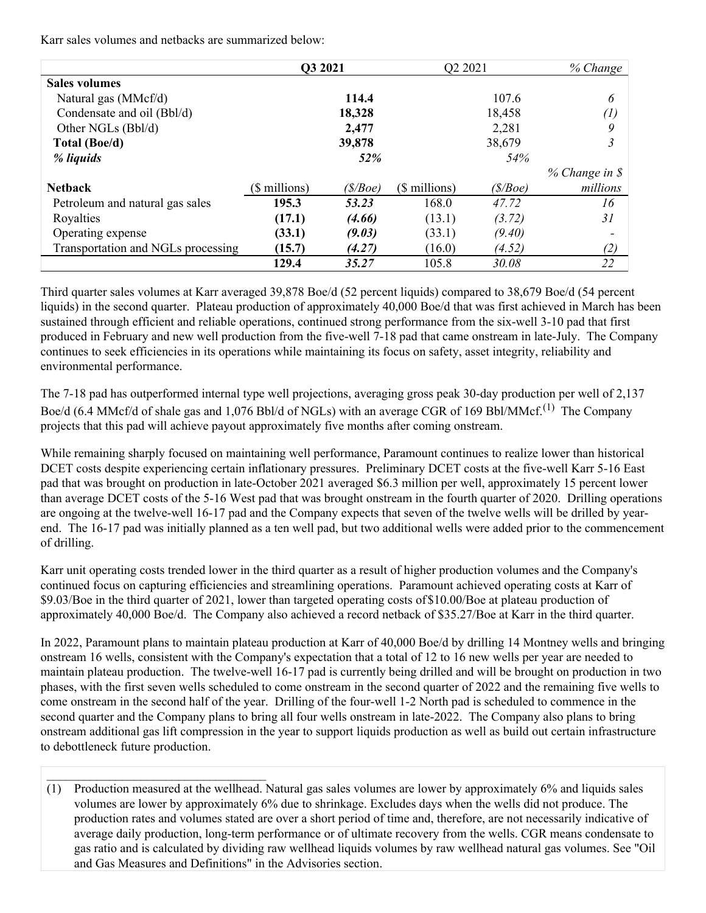Karr sales volumes and netbacks are summarized below:

| | **Q3 2021** | | Q2 2021 | | *% Change* |
|---|---|---|---|---|---|
| **Sales volumes** | | | | | |
| Natural gas (MMcf/d) | | **114.4** | | 107.6 | *6* |
| Condensate and oil (Bbl/d) | | **18,328** | | 18,458 | *(1)* |
| Other NGLs (Bbl/d) | | **2,477** | | 2,281 | *9* |
| **Total (Boe/d)** | | **39,878** | | 38,679 | *3* |
| ***% liquids*** | | ***52%*** | | *54%* | |
| **Netback** | ($ millions) | *($/Boe)* | ($ millions) | *($/Boe)* | *% Change in $ millions* |
| Petroleum and natural gas sales | **195.3** | ***53.23*** | 168.0 | *47.72* | *16* |
| Royalties | **(17.1)** | ***(4.66)*** | (13.1) | *(3.72)* | *31* |
| Operating expense | **(33.1)** | ***(9.03)*** | (33.1) | *(9.40)* | - |
| Transportation and NGLs processing | **(15.7)** | ***(4.27)*** | (16.0) | *(4.52)* | *(2)* |
| | **129.4** | ***35.27*** | 105.8 | *30.08* | *22* |

Third quarter sales volumes at Karr averaged 39,878 Boe/d (52 percent liquids) compared to 38,679 Boe/d (54 percent liquids) in the second quarter. Plateau production of approximately 40,000 Boe/d that was first achieved in March has been sustained through efficient and reliable operations, continued strong performance from the six-well 3-10 pad that first produced in February and new well production from the five-well 7-18 pad that came onstream in late-July. The Company continues to seek efficiencies in its operations while maintaining its focus on safety, asset integrity, reliability and environmental performance.

The 7-18 pad has outperformed internal type well projections, averaging gross peak 30-day production per well of 2,137 Boe/d (6.4 MMcf/d of shale gas and 1,076 Bbl/d of NGLs) with an average CGR of 169 Bbl/MMcf.[(1)] The Company projects that this pad will achieve payout approximately five months after coming onstream.

While remaining sharply focused on maintaining well performance, Paramount continues to realize lower than historical DCET costs despite experiencing certain inflationary pressures. Preliminary DCET costs at the five-well Karr 5-16 East pad that was brought on production in late-October 2021 averaged $6.3 million per well, approximately 15 percent lower than average DCET costs of the 5-16 West pad that was brought onstream in the fourth quarter of 2020. Drilling operations are ongoing at the twelve-well 16-17 pad and the Company expects that seven of the twelve wells will be drilled by year-end. The 16-17 pad was initially planned as a ten well pad, but two additional wells were added prior to the commencement of drilling.

Karr unit operating costs trended lower in the third quarter as a result of higher production volumes and the Company's continued focus on capturing efficiencies and streamlining operations. Paramount achieved operating costs at Karr of $9.03/Boe in the third quarter of 2021, lower than targeted operating costs of $10.00/Boe at plateau production of approximately 40,000 Boe/d. The Company also achieved a record netback of $35.27/Boe at Karr in the third quarter.

In 2022, Paramount plans to maintain plateau production at Karr of 40,000 Boe/d by drilling 14 Montney wells and bringing onstream 16 wells, consistent with the Company's expectation that a total of 12 to 16 new wells per year are needed to maintain plateau production. The twelve-well 16-17 pad is currently being drilled and will be brought on production in two phases, with the first seven wells scheduled to come onstream in the second quarter of 2022 and the remaining five wells to come onstream in the second half of the year. Drilling of the four-well 1-2 North pad is scheduled to commence in the second quarter and the Company plans to bring all four wells onstream in late-2022. The Company also plans to bring onstream additional gas lift compression in the year to support liquids production as well as build out certain infrastructure to debottleneck future production.

---

(1) Production measured at the wellhead. Natural gas sales volumes are lower by approximately 6% and liquids sales volumes are lower by approximately 6% due to shrinkage. Excludes days when the wells did not produce. The production rates and volumes stated are over a short period of time and, therefore, are not necessarily indicative of average daily production, long-term performance or of ultimate recovery from the wells. CGR means condensate to gas ratio and is calculated by dividing raw wellhead liquids volumes by raw wellhead natural gas volumes. See "Oil and Gas Measures and Definitions" in the Advisories section.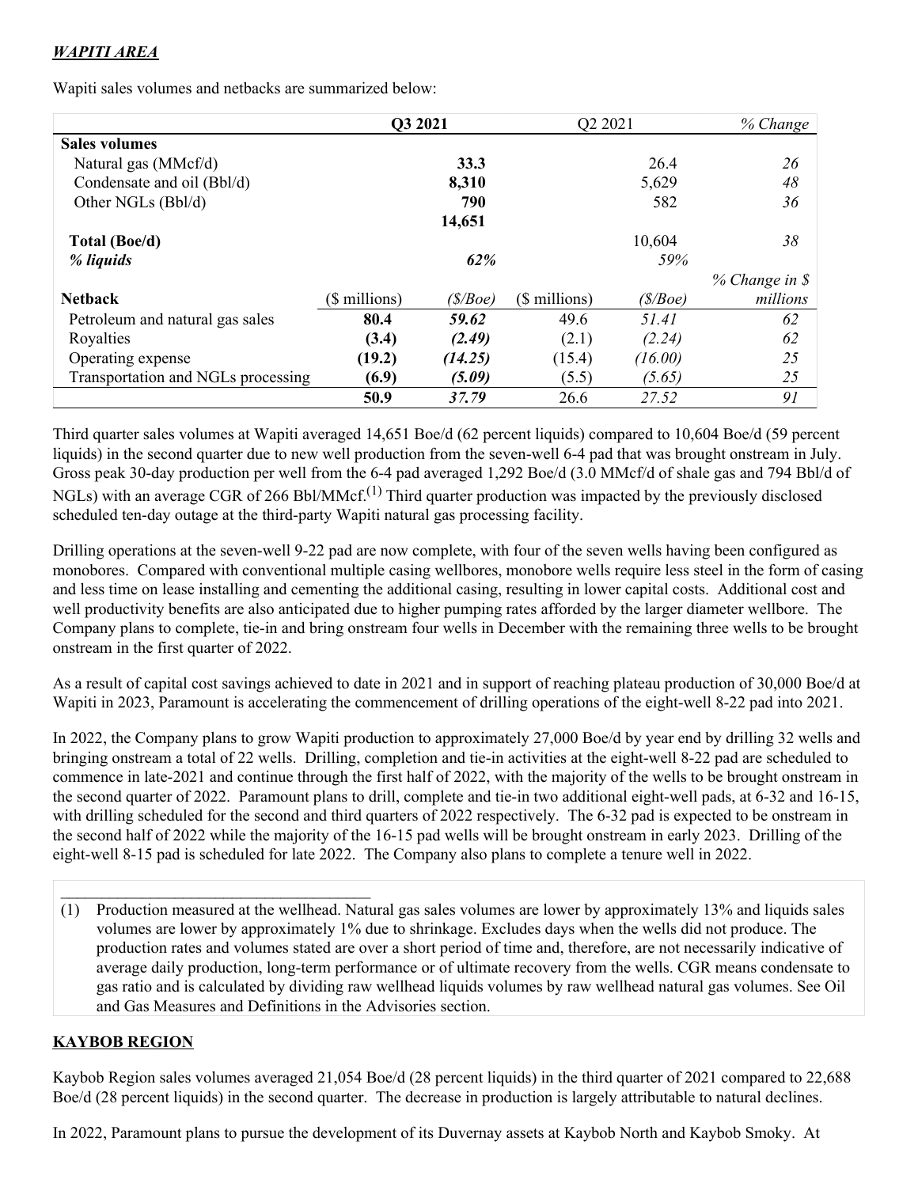## ***WAPITI AREA***

Wapiti sales volumes and netbacks are summarized below:

| | **Q3 2021** | | Q2 2021 | | *% Change* |
|---|---|---|---|---|---|
| **Sales volumes** | | | | | |
| Natural gas (MMcf/d) | | **33.3** | | 26.4 | *26* |
| Condensate and oil (Bbl/d) | | **8,310** | | 5,629 | *48* |
| Other NGLs (Bbl/d) | | **790** | | 582 | *36* |
| **Total (Boe/d)** | | **14,651** | | 10,604 | *38* |
| ***% liquids*** | | ***62%*** | | *59%* | |
| **Netback** | ($ millions) | *($/Boe)* | ($ millions) | *($/Boe)* | *% Change in $ millions* |
| Petroleum and natural gas sales | **80.4** | ***59.62*** | 49.6 | *51.41* | *62* |
| Royalties | **(3.4)** | ***(2.49)*** | (2.1) | *(2.24)* | *62* |
| Operating expense | **(19.2)** | ***(14.25)*** | (15.4) | *(16.00)* | *25* |
| Transportation and NGLs processing | **(6.9)** | ***(5.09)*** | (5.5) | *(5.65)* | *25* |
| | **50.9** | ***37.79*** | 26.6 | *27.52* | *91* |

Third quarter sales volumes at Wapiti averaged 14,651 Boe/d (62 percent liquids) compared to 10,604 Boe/d (59 percent liquids) in the second quarter due to new well production from the seven-well 6-4 pad that was brought onstream in July. Gross peak 30-day production per well from the 6-4 pad averaged 1,292 Boe/d (3.0 MMcf/d of shale gas and 794 Bbl/d of NGLs) with an average CGR of 266 Bbl/MMcf.[1] Third quarter production was impacted by the previously disclosed scheduled ten-day outage at the third-party Wapiti natural gas processing facility.

Drilling operations at the seven-well 9-22 pad are now complete, with four of the seven wells having been configured as monobores. Compared with conventional multiple casing wellbores, monobore wells require less steel in the form of casing and less time on lease installing and cementing the additional casing, resulting in lower capital costs. Additional cost and well productivity benefits are also anticipated due to higher pumping rates afforded by the larger diameter wellbore. The Company plans to complete, tie-in and bring onstream four wells in December with the remaining three wells to be brought onstream in the first quarter of 2022.

As a result of capital cost savings achieved to date in 2021 and in support of reaching plateau production of 30,000 Boe/d at Wapiti in 2023, Paramount is accelerating the commencement of drilling operations of the eight-well 8-22 pad into 2021.

In 2022, the Company plans to grow Wapiti production to approximately 27,000 Boe/d by year end by drilling 32 wells and bringing onstream a total of 22 wells. Drilling, completion and tie-in activities at the eight-well 8-22 pad are scheduled to commence in late-2021 and continue through the first half of 2022, with the majority of the wells to be brought onstream in the second quarter of 2022. Paramount plans to drill, complete and tie-in two additional eight-well pads, at 6-32 and 16-15, with drilling scheduled for the second and third quarters of 2022 respectively. The 6-32 pad is expected to be onstream in the second half of 2022 while the majority of the 16-15 pad wells will be brought onstream in early 2023. Drilling of the eight-well 8-15 pad is scheduled for late 2022. The Company also plans to complete a tenure well in 2022.

---

(1) Production measured at the wellhead. Natural gas sales volumes are lower by approximately 13% and liquids sales volumes are lower by approximately 1% due to shrinkage. Excludes days when the wells did not produce. The production rates and volumes stated are over a short period of time and, therefore, are not necessarily indicative of average daily production, long-term performance or of ultimate recovery from the wells. CGR means condensate to gas ratio and is calculated by dividing raw wellhead liquids volumes by raw wellhead natural gas volumes. See Oil and Gas Measures and Definitions in the Advisories section.

## **KAYBOB REGION**

Kaybob Region sales volumes averaged 21,054 Boe/d (28 percent liquids) in the third quarter of 2021 compared to 22,688 Boe/d (28 percent liquids) in the second quarter. The decrease in production is largely attributable to natural declines.

In 2022, Paramount plans to pursue the development of its Duvernay assets at Kaybob North and Kaybob Smoky. At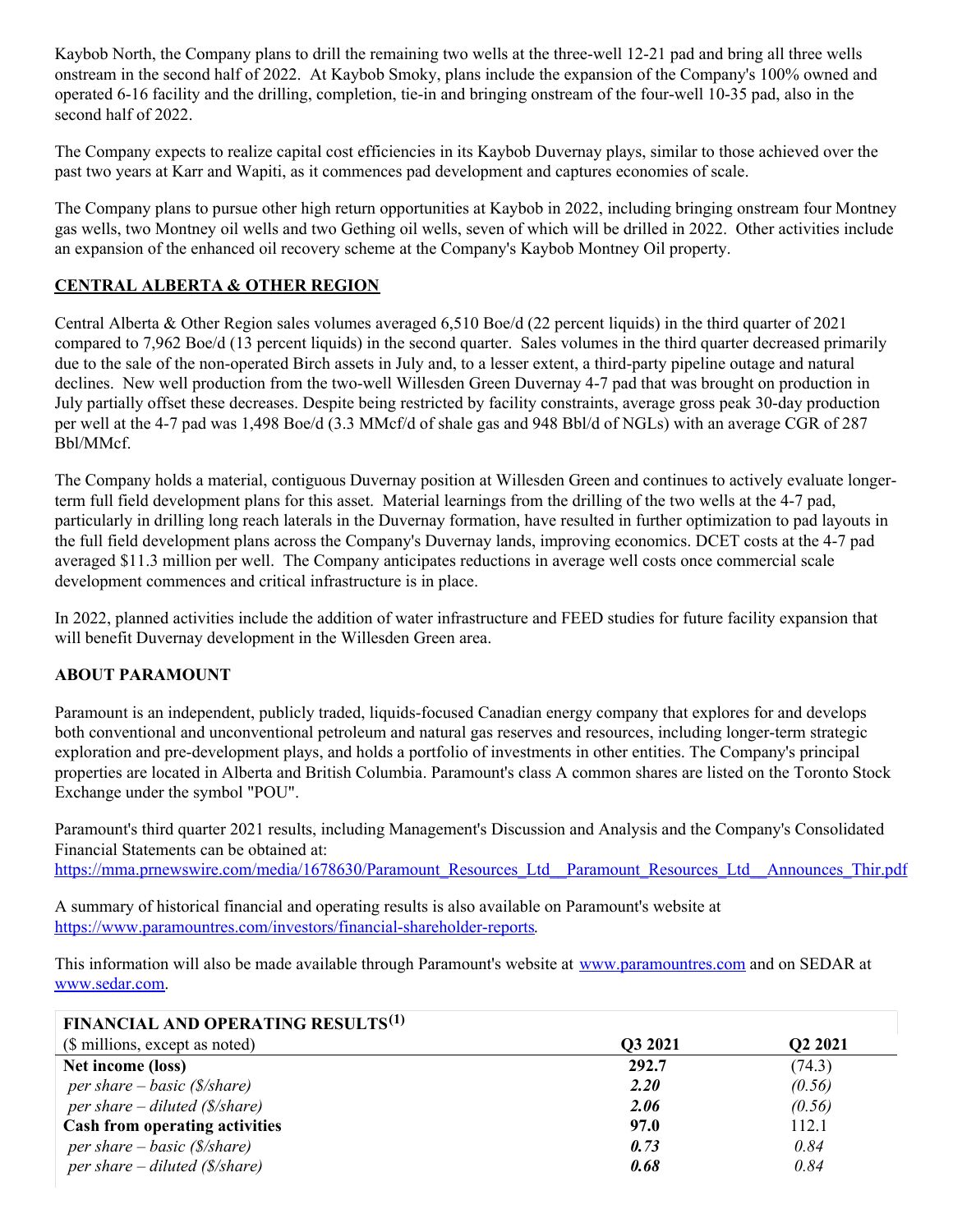Kaybob North, the Company plans to drill the remaining two wells at the three-well 12-21 pad and bring all three wells onstream in the second half of 2022. At Kaybob Smoky, plans include the expansion of the Company's 100% owned and operated 6-16 facility and the drilling, completion, tie-in and bringing onstream of the four-well 10-35 pad, also in the second half of 2022.

The Company expects to realize capital cost efficiencies in its Kaybob Duvernay plays, similar to those achieved over the past two years at Karr and Wapiti, as it commences pad development and captures economies of scale.

The Company plans to pursue other high return opportunities at Kaybob in 2022, including bringing onstream four Montney gas wells, two Montney oil wells and two Gething oil wells, seven of which will be drilled in 2022. Other activities include an expansion of the enhanced oil recovery scheme at the Company's Kaybob Montney Oil property.

## CENTRAL ALBERTA & OTHER REGION

Central Alberta & Other Region sales volumes averaged 6,510 Boe/d (22 percent liquids) in the third quarter of 2021 compared to 7,962 Boe/d (13 percent liquids) in the second quarter. Sales volumes in the third quarter decreased primarily due to the sale of the non-operated Birch assets in July and, to a lesser extent, a third-party pipeline outage and natural declines. New well production from the two-well Willesden Green Duvernay 4-7 pad that was brought on production in July partially offset these decreases. Despite being restricted by facility constraints, average gross peak 30-day production per well at the 4-7 pad was 1,498 Boe/d (3.3 MMcf/d of shale gas and 948 Bbl/d of NGLs) with an average CGR of 287 Bbl/MMcf.

The Company holds a material, contiguous Duvernay position at Willesden Green and continues to actively evaluate longer-term full field development plans for this asset. Material learnings from the drilling of the two wells at the 4-7 pad, particularly in drilling long reach laterals in the Duvernay formation, have resulted in further optimization to pad layouts in the full field development plans across the Company's Duvernay lands, improving economics. DCET costs at the 4-7 pad averaged $11.3 million per well. The Company anticipates reductions in average well costs once commercial scale development commences and critical infrastructure is in place.

In 2022, planned activities include the addition of water infrastructure and FEED studies for future facility expansion that will benefit Duvernay development in the Willesden Green area.

## ABOUT PARAMOUNT

Paramount is an independent, publicly traded, liquids-focused Canadian energy company that explores for and develops both conventional and unconventional petroleum and natural gas reserves and resources, including longer-term strategic exploration and pre-development plays, and holds a portfolio of investments in other entities. The Company's principal properties are located in Alberta and British Columbia. Paramount's class A common shares are listed on the Toronto Stock Exchange under the symbol "POU".

Paramount's third quarter 2021 results, including Management's Discussion and Analysis and the Company's Consolidated Financial Statements can be obtained at:
https://mma.prnewswire.com/media/1678630/Paramount_Resources_Ltd__Paramount_Resources_Ltd__Announces_Thir.pdf

A summary of historical financial and operating results is also available on Paramount's website at https://www.paramountres.com/investors/financial-shareholder-reports.

This information will also be made available through Paramount's website at www.paramountres.com and on SEDAR at www.sedar.com.

| **FINANCIAL AND OPERATING RESULTS[1]** | | |
|---|---|---|
| ($ millions, except as noted) | **Q3 2021** | **Q2 2021** |
| **Net income (loss)** | **292.7** | (74.3) |
| *per share – basic ($/share)* | ***2.20*** | *(0.56)* |
| *per share – diluted ($/share)* | ***2.06*** | *(0.56)* |
| **Cash from operating activities** | **97.0** | 112.1 |
| *per share – basic ($/share)* | ***0.73*** | *0.84* |
| *per share – diluted ($/share)* | ***0.68*** | *0.84* |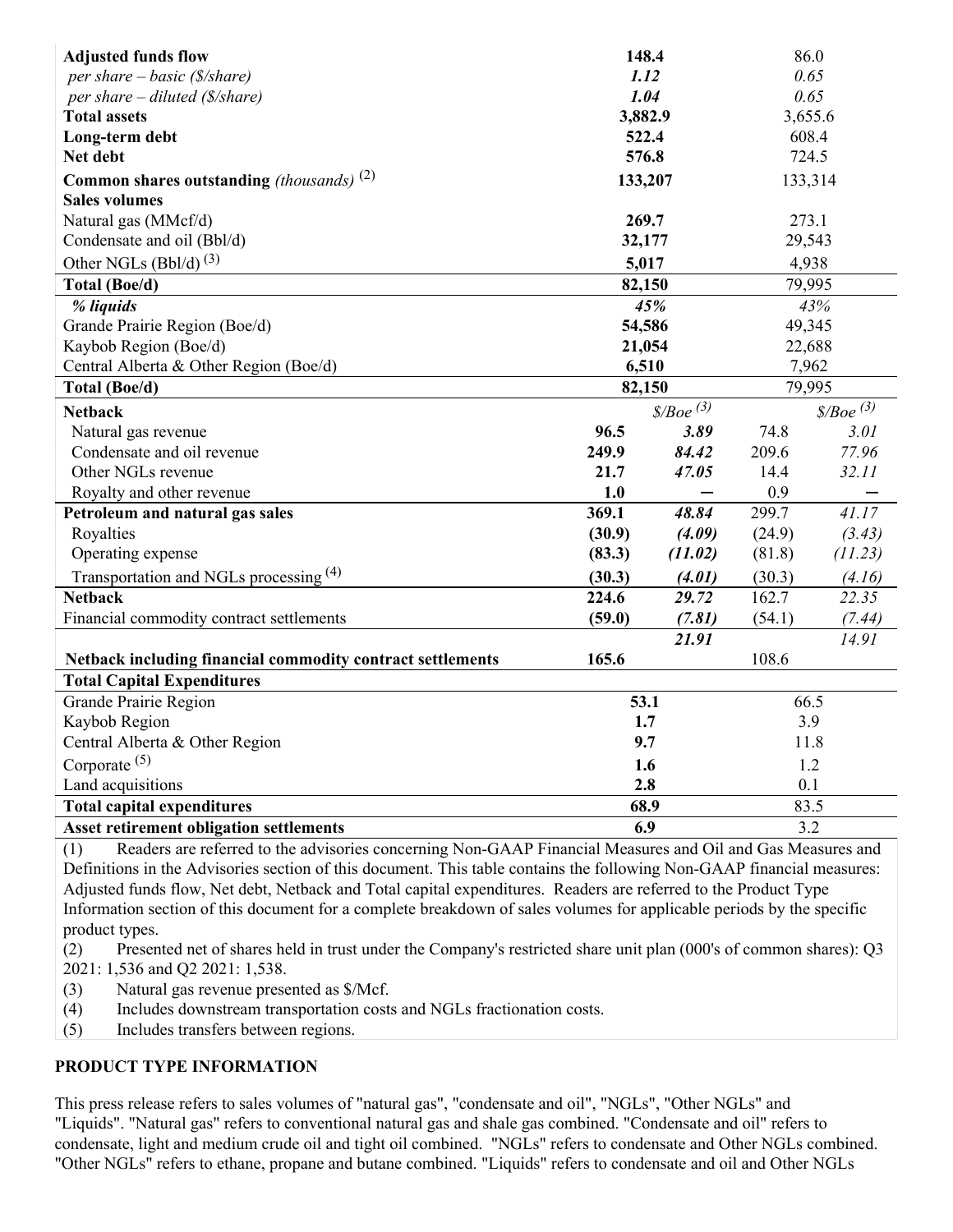| | Q3 2021 | | Q2 2021 | |
|---|---|---|---|---|
| **Adjusted funds flow** | **148.4** | | 86.0 | |
| *per share – basic ($/share)* | ***1.12*** | | *0.65* | |
| *per share – diluted ($/share)* | ***1.04*** | | *0.65* | |
| **Total assets** | **3,882.9** | | 3,655.6 | |
| **Long-term debt** | **522.4** | | 608.4 | |
| **Net debt** | **576.8** | | 724.5 | |
| **Common shares outstanding** *(thousands)* (2) | **133,207** | | 133,314 | |
| **Sales volumes** | | | | |
| Natural gas (MMcf/d) | **269.7** | | 273.1 | |
| Condensate and oil (Bbl/d) | **32,177** | | 29,543 | |
| Other NGLs (Bbl/d) (3) | **5,017** | | 4,938 | |
| **Total (Boe/d)** | **82,150** | | 79,995 | |
| *% liquids* | ***45%*** | | *43%* | |
| Grande Prairie Region (Boe/d) | **54,586** | | 49,345 | |
| Kaybob Region (Boe/d) | **21,054** | | 22,688 | |
| Central Alberta & Other Region (Boe/d) | **6,510** | | 7,962 | |
| **Total (Boe/d)** | **82,150** | | 79,995 | |
| **Netback** | | *$/Boe* (3) | | *$/Boe* (3) |
| Natural gas revenue | **96.5** | ***3.89*** | 74.8 | *3.01* |
| Condensate and oil revenue | **249.9** | ***84.42*** | 209.6 | *77.96* |
| Other NGLs revenue | **21.7** | ***47.05*** | 14.4 | *32.11* |
| Royalty and other revenue | **1.0** | — | 0.9 | — |
| **Petroleum and natural gas sales** | **369.1** | ***48.84*** | 299.7 | *41.17* |
| Royalties | **(30.9)** | ***(4.09)*** | (24.9) | *(3.43)* |
| Operating expense | **(83.3)** | ***(11.02)*** | (81.8) | *(11.23)* |
| Transportation and NGLs processing (4) | **(30.3)** | ***(4.01)*** | (30.3) | *(4.16)* |
| **Netback** | **224.6** | ***29.72*** | 162.7 | *22.35* |
| Financial commodity contract settlements | **(59.0)** | ***(7.81)*** | (54.1) | *(7.44)* |
| **Netback including financial commodity contract settlements** | **165.6** | ***21.91*** | 108.6 | *14.91* |
| **Total Capital Expenditures** | | | | |
| Grande Prairie Region | **53.1** | | 66.5 | |
| Kaybob Region | **1.7** | | 3.9 | |
| Central Alberta & Other Region | **9.7** | | 11.8 | |
| Corporate (5) | **1.6** | | 1.2 | |
| Land acquisitions | **2.8** | | 0.1 | |
| **Total capital expenditures** | **68.9** | | 83.5 | |
| **Asset retirement obligation settlements** | **6.9** | | 3.2 | |

(1) Readers are referred to the advisories concerning Non-GAAP Financial Measures and Oil and Gas Measures and Definitions in the Advisories section of this document. This table contains the following Non-GAAP financial measures: Adjusted funds flow, Net debt, Netback and Total capital expenditures. Readers are referred to the Product Type Information section of this document for a complete breakdown of sales volumes for applicable periods by the specific product types.

(2) Presented net of shares held in trust under the Company's restricted share unit plan (000's of common shares): Q3 2021: 1,536 and Q2 2021: 1,538.

(3) Natural gas revenue presented as $/Mcf.

(4) Includes downstream transportation costs and NGLs fractionation costs.

(5) Includes transfers between regions.

## PRODUCT TYPE INFORMATION

This press release refers to sales volumes of "natural gas", "condensate and oil", "NGLs", "Other NGLs" and "Liquids". "Natural gas" refers to conventional natural gas and shale gas combined. "Condensate and oil" refers to condensate, light and medium crude oil and tight oil combined. "NGLs" refers to condensate and Other NGLs combined. "Other NGLs" refers to ethane, propane and butane combined. "Liquids" refers to condensate and oil and Other NGLs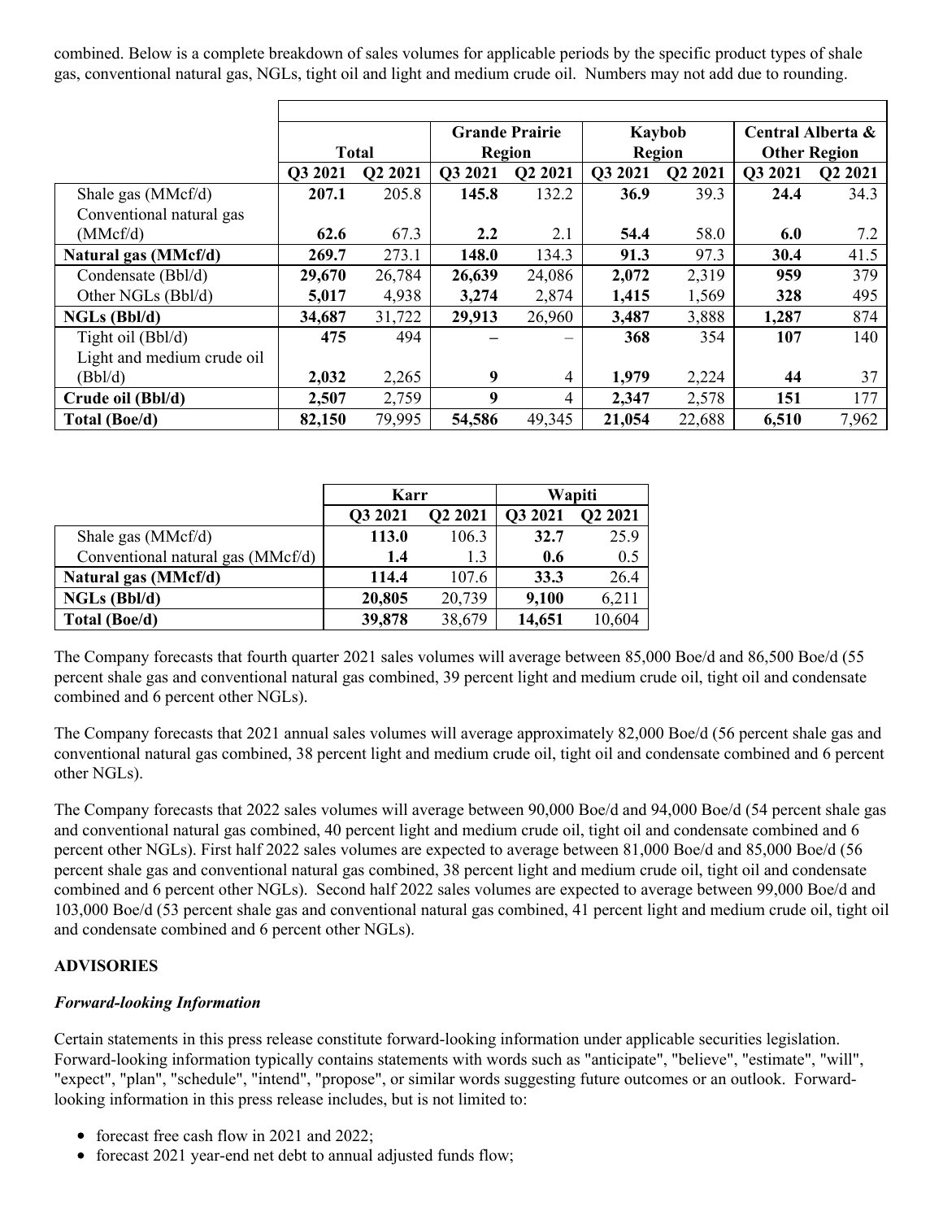combined. Below is a complete breakdown of sales volumes for applicable periods by the specific product types of shale gas, conventional natural gas, NGLs, tight oil and light and medium crude oil. Numbers may not add due to rounding.

| | Total | | Grande Prairie Region | | Kaybob Region | | Central Alberta & Other Region | |
|---|---|---|---|---|---|---|---|---|
| | **Q3 2021** | **Q2 2021** | **Q3 2021** | **Q2 2021** | **Q3 2021** | **Q2 2021** | **Q3 2021** | **Q2 2021** |
| Shale gas (MMcf/d) | **207.1** | 205.8 | **145.8** | 132.2 | **36.9** | 39.3 | **24.4** | 34.3 |
| Conventional natural gas (MMcf/d) | **62.6** | 67.3 | **2.2** | 2.1 | **54.4** | 58.0 | **6.0** | 7.2 |
| **Natural gas (MMcf/d)** | **269.7** | 273.1 | **148.0** | 134.3 | **91.3** | 97.3 | **30.4** | 41.5 |
| Condensate (Bbl/d) | **29,670** | 26,784 | **26,639** | 24,086 | **2,072** | 2,319 | **959** | 379 |
| Other NGLs (Bbl/d) | **5,017** | 4,938 | **3,274** | 2,874 | **1,415** | 1,569 | **328** | 495 |
| **NGLs (Bbl/d)** | **34,687** | 31,722 | **29,913** | 26,960 | **3,487** | 3,888 | **1,287** | 874 |
| Tight oil (Bbl/d) | **475** | 494 | **–** | – | **368** | 354 | **107** | 140 |
| Light and medium crude oil (Bbl/d) | **2,032** | 2,265 | **9** | 4 | **1,979** | 2,224 | **44** | 37 |
| **Crude oil (Bbl/d)** | **2,507** | 2,759 | **9** | 4 | **2,347** | 2,578 | **151** | 177 |
| **Total (Boe/d)** | **82,150** | 79,995 | **54,586** | 49,345 | **21,054** | 22,688 | **6,510** | 7,962 |

| | Karr | | Wapiti | |
|---|---|---|---|---|
| | **Q3 2021** | **Q2 2021** | **Q3 2021** | **Q2 2021** |
| Shale gas (MMcf/d) | **113.0** | 106.3 | **32.7** | 25.9 |
| Conventional natural gas (MMcf/d) | **1.4** | 1.3 | **0.6** | 0.5 |
| **Natural gas (MMcf/d)** | **114.4** | 107.6 | **33.3** | 26.4 |
| **NGLs (Bbl/d)** | **20,805** | 20,739 | **9,100** | 6,211 |
| **Total (Boe/d)** | **39,878** | 38,679 | **14,651** | 10,604 |

The Company forecasts that fourth quarter 2021 sales volumes will average between 85,000 Boe/d and 86,500 Boe/d (55 percent shale gas and conventional natural gas combined, 39 percent light and medium crude oil, tight oil and condensate combined and 6 percent other NGLs).

The Company forecasts that 2021 annual sales volumes will average approximately 82,000 Boe/d (56 percent shale gas and conventional natural gas combined, 38 percent light and medium crude oil, tight oil and condensate combined and 6 percent other NGLs).

The Company forecasts that 2022 sales volumes will average between 90,000 Boe/d and 94,000 Boe/d (54 percent shale gas and conventional natural gas combined, 40 percent light and medium crude oil, tight oil and condensate combined and 6 percent other NGLs). First half 2022 sales volumes are expected to average between 81,000 Boe/d and 85,000 Boe/d (56 percent shale gas and conventional natural gas combined, 38 percent light and medium crude oil, tight oil and condensate combined and 6 percent other NGLs). Second half 2022 sales volumes are expected to average between 99,000 Boe/d and 103,000 Boe/d (53 percent shale gas and conventional natural gas combined, 41 percent light and medium crude oil, tight oil and condensate combined and 6 percent other NGLs).

## ADVISORIES

### *Forward-looking Information*

Certain statements in this press release constitute forward-looking information under applicable securities legislation. Forward-looking information typically contains statements with words such as "anticipate", "believe", "estimate", "will", "expect", "plan", "schedule", "intend", "propose", or similar words suggesting future outcomes or an outlook. Forward-looking information in this press release includes, but is not limited to:

- forecast free cash flow in 2021 and 2022;
- forecast 2021 year-end net debt to annual adjusted funds flow;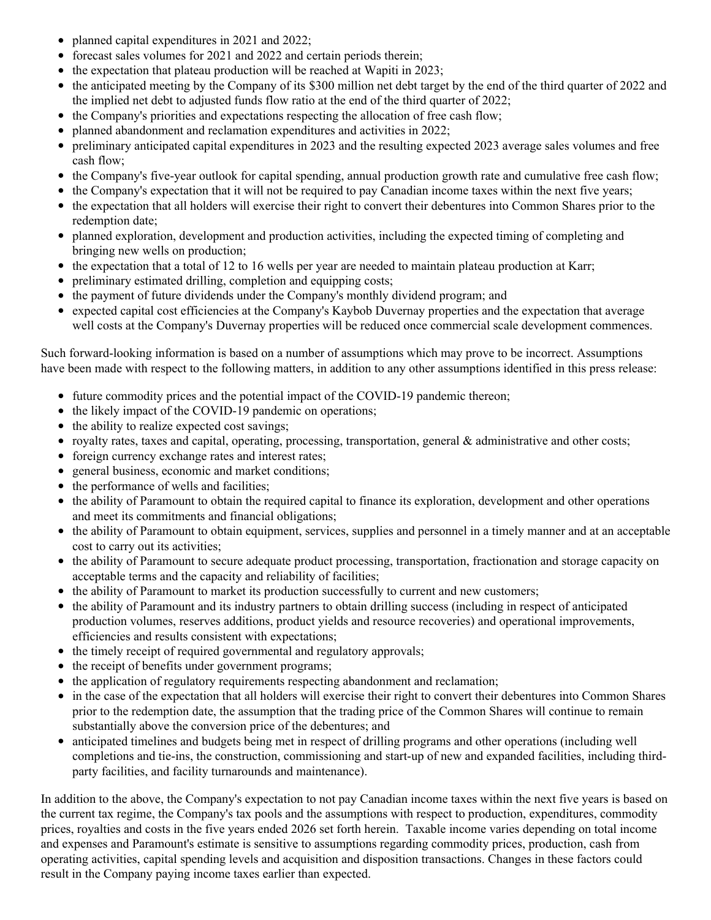- planned capital expenditures in 2021 and 2022;
- forecast sales volumes for 2021 and 2022 and certain periods therein;
- the expectation that plateau production will be reached at Wapiti in 2023;
- the anticipated meeting by the Company of its $300 million net debt target by the end of the third quarter of 2022 and the implied net debt to adjusted funds flow ratio at the end of the third quarter of 2022;
- the Company's priorities and expectations respecting the allocation of free cash flow;
- planned abandonment and reclamation expenditures and activities in 2022;
- preliminary anticipated capital expenditures in 2023 and the resulting expected 2023 average sales volumes and free cash flow;
- the Company's five-year outlook for capital spending, annual production growth rate and cumulative free cash flow;
- the Company's expectation that it will not be required to pay Canadian income taxes within the next five years;
- the expectation that all holders will exercise their right to convert their debentures into Common Shares prior to the redemption date;
- planned exploration, development and production activities, including the expected timing of completing and bringing new wells on production;
- the expectation that a total of 12 to 16 wells per year are needed to maintain plateau production at Karr;
- preliminary estimated drilling, completion and equipping costs;
- the payment of future dividends under the Company's monthly dividend program; and
- expected capital cost efficiencies at the Company's Kaybob Duvernay properties and the expectation that average well costs at the Company's Duvernay properties will be reduced once commercial scale development commences.

Such forward-looking information is based on a number of assumptions which may prove to be incorrect. Assumptions have been made with respect to the following matters, in addition to any other assumptions identified in this press release:

- future commodity prices and the potential impact of the COVID-19 pandemic thereon;
- the likely impact of the COVID-19 pandemic on operations;
- the ability to realize expected cost savings;
- royalty rates, taxes and capital, operating, processing, transportation, general & administrative and other costs;
- foreign currency exchange rates and interest rates;
- general business, economic and market conditions;
- the performance of wells and facilities;
- the ability of Paramount to obtain the required capital to finance its exploration, development and other operations and meet its commitments and financial obligations;
- the ability of Paramount to obtain equipment, services, supplies and personnel in a timely manner and at an acceptable cost to carry out its activities;
- the ability of Paramount to secure adequate product processing, transportation, fractionation and storage capacity on acceptable terms and the capacity and reliability of facilities;
- the ability of Paramount to market its production successfully to current and new customers;
- the ability of Paramount and its industry partners to obtain drilling success (including in respect of anticipated production volumes, reserves additions, product yields and resource recoveries) and operational improvements, efficiencies and results consistent with expectations;
- the timely receipt of required governmental and regulatory approvals;
- the receipt of benefits under government programs;
- the application of regulatory requirements respecting abandonment and reclamation;
- in the case of the expectation that all holders will exercise their right to convert their debentures into Common Shares prior to the redemption date, the assumption that the trading price of the Common Shares will continue to remain substantially above the conversion price of the debentures; and
- anticipated timelines and budgets being met in respect of drilling programs and other operations (including well completions and tie-ins, the construction, commissioning and start-up of new and expanded facilities, including third-party facilities, and facility turnarounds and maintenance).

In addition to the above, the Company's expectation to not pay Canadian income taxes within the next five years is based on the current tax regime, the Company's tax pools and the assumptions with respect to production, expenditures, commodity prices, royalties and costs in the five years ended 2026 set forth herein. Taxable income varies depending on total income and expenses and Paramount's estimate is sensitive to assumptions regarding commodity prices, production, cash from operating activities, capital spending levels and acquisition and disposition transactions. Changes in these factors could result in the Company paying income taxes earlier than expected.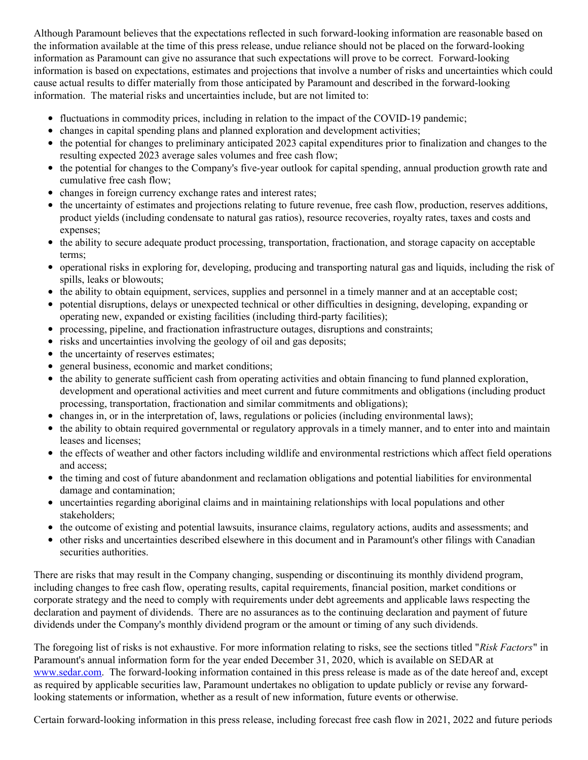Although Paramount believes that the expectations reflected in such forward-looking information are reasonable based on the information available at the time of this press release, undue reliance should not be placed on the forward-looking information as Paramount can give no assurance that such expectations will prove to be correct. Forward-looking information is based on expectations, estimates and projections that involve a number of risks and uncertainties which could cause actual results to differ materially from those anticipated by Paramount and described in the forward-looking information. The material risks and uncertainties include, but are not limited to:

- fluctuations in commodity prices, including in relation to the impact of the COVID-19 pandemic;
- changes in capital spending plans and planned exploration and development activities;
- the potential for changes to preliminary anticipated 2023 capital expenditures prior to finalization and changes to the resulting expected 2023 average sales volumes and free cash flow;
- the potential for changes to the Company's five-year outlook for capital spending, annual production growth rate and cumulative free cash flow;
- changes in foreign currency exchange rates and interest rates;
- the uncertainty of estimates and projections relating to future revenue, free cash flow, production, reserves additions, product yields (including condensate to natural gas ratios), resource recoveries, royalty rates, taxes and costs and expenses;
- the ability to secure adequate product processing, transportation, fractionation, and storage capacity on acceptable terms;
- operational risks in exploring for, developing, producing and transporting natural gas and liquids, including the risk of spills, leaks or blowouts;
- the ability to obtain equipment, services, supplies and personnel in a timely manner and at an acceptable cost;
- potential disruptions, delays or unexpected technical or other difficulties in designing, developing, expanding or operating new, expanded or existing facilities (including third-party facilities);
- processing, pipeline, and fractionation infrastructure outages, disruptions and constraints;
- risks and uncertainties involving the geology of oil and gas deposits;
- the uncertainty of reserves estimates;
- general business, economic and market conditions;
- the ability to generate sufficient cash from operating activities and obtain financing to fund planned exploration, development and operational activities and meet current and future commitments and obligations (including product processing, transportation, fractionation and similar commitments and obligations);
- changes in, or in the interpretation of, laws, regulations or policies (including environmental laws);
- the ability to obtain required governmental or regulatory approvals in a timely manner, and to enter into and maintain leases and licenses;
- the effects of weather and other factors including wildlife and environmental restrictions which affect field operations and access;
- the timing and cost of future abandonment and reclamation obligations and potential liabilities for environmental damage and contamination;
- uncertainties regarding aboriginal claims and in maintaining relationships with local populations and other stakeholders;
- the outcome of existing and potential lawsuits, insurance claims, regulatory actions, audits and assessments; and
- other risks and uncertainties described elsewhere in this document and in Paramount's other filings with Canadian securities authorities.

There are risks that may result in the Company changing, suspending or discontinuing its monthly dividend program, including changes to free cash flow, operating results, capital requirements, financial position, market conditions or corporate strategy and the need to comply with requirements under debt agreements and applicable laws respecting the declaration and payment of dividends. There are no assurances as to the continuing declaration and payment of future dividends under the Company's monthly dividend program or the amount or timing of any such dividends.

The foregoing list of risks is not exhaustive. For more information relating to risks, see the sections titled "*Risk Factors*" in Paramount's annual information form for the year ended December 31, 2020, which is available on SEDAR at [www.sedar.com](http://www.sedar.com). The forward-looking information contained in this press release is made as of the date hereof and, except as required by applicable securities law, Paramount undertakes no obligation to update publicly or revise any forward-looking statements or information, whether as a result of new information, future events or otherwise.

Certain forward-looking information in this press release, including forecast free cash flow in 2021, 2022 and future periods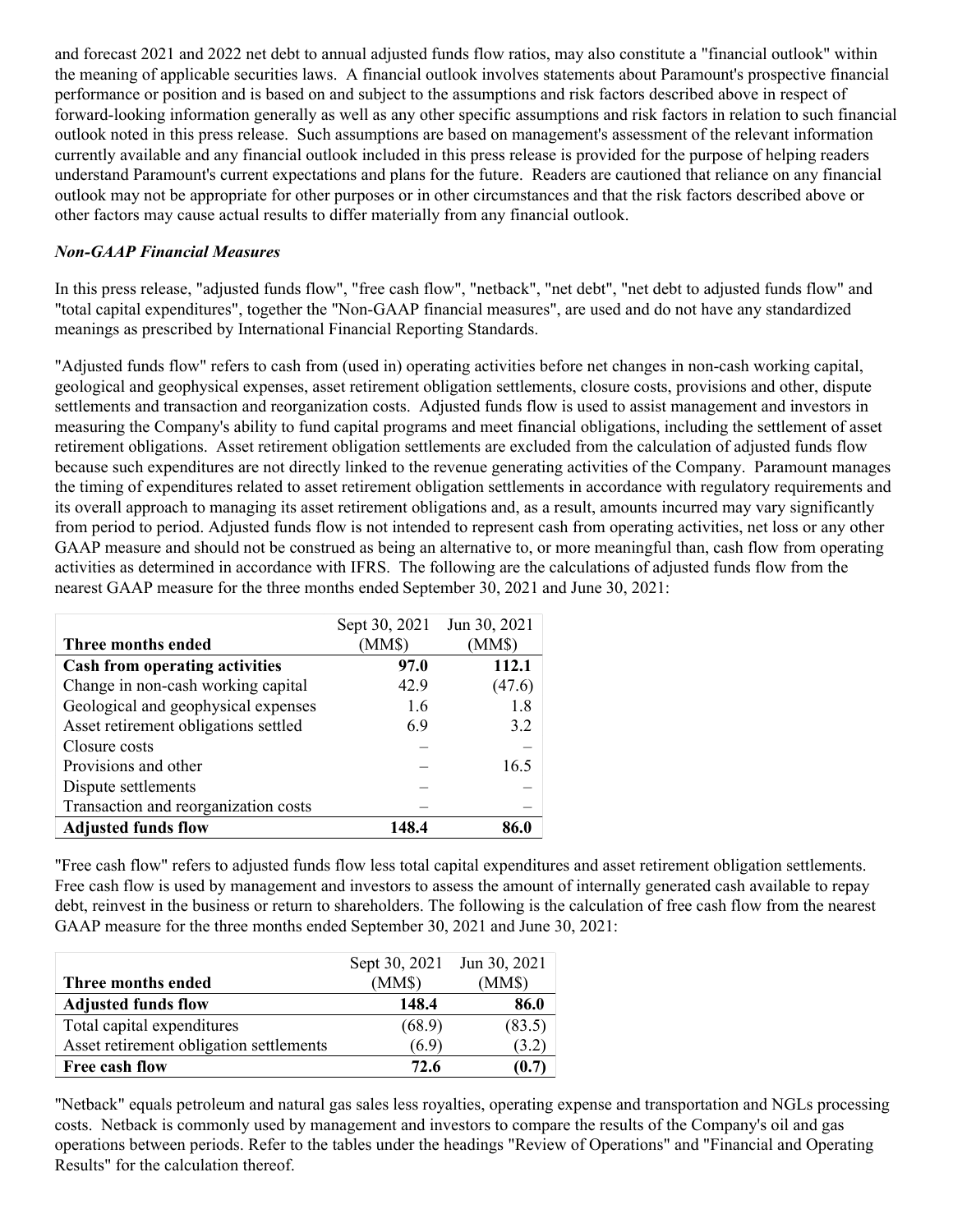and forecast 2021 and 2022 net debt to annual adjusted funds flow ratios, may also constitute a "financial outlook" within the meaning of applicable securities laws. A financial outlook involves statements about Paramount's prospective financial performance or position and is based on and subject to the assumptions and risk factors described above in respect of forward-looking information generally as well as any other specific assumptions and risk factors in relation to such financial outlook noted in this press release. Such assumptions are based on management's assessment of the relevant information currently available and any financial outlook included in this press release is provided for the purpose of helping readers understand Paramount's current expectations and plans for the future. Readers are cautioned that reliance on any financial outlook may not be appropriate for other purposes or in other circumstances and that the risk factors described above or other factors may cause actual results to differ materially from any financial outlook.

***Non-GAAP Financial Measures***

In this press release, "adjusted funds flow", "free cash flow", "netback", "net debt", "net debt to adjusted funds flow" and "total capital expenditures", together the "Non-GAAP financial measures", are used and do not have any standardized meanings as prescribed by International Financial Reporting Standards.

"Adjusted funds flow" refers to cash from (used in) operating activities before net changes in non-cash working capital, geological and geophysical expenses, asset retirement obligation settlements, closure costs, provisions and other, dispute settlements and transaction and reorganization costs. Adjusted funds flow is used to assist management and investors in measuring the Company's ability to fund capital programs and meet financial obligations, including the settlement of asset retirement obligations. Asset retirement obligation settlements are excluded from the calculation of adjusted funds flow because such expenditures are not directly linked to the revenue generating activities of the Company. Paramount manages the timing of expenditures related to asset retirement obligation settlements in accordance with regulatory requirements and its overall approach to managing its asset retirement obligations and, as a result, amounts incurred may vary significantly from period to period. Adjusted funds flow is not intended to represent cash from operating activities, net loss or any other GAAP measure and should not be construed as being an alternative to, or more meaningful than, cash flow from operating activities as determined in accordance with IFRS. The following are the calculations of adjusted funds flow from the nearest GAAP measure for the three months ended September 30, 2021 and June 30, 2021:

| Three months ended | Sept 30, 2021 (MM$) | Jun 30, 2021 (MM$) |
|---|---|---|
| **Cash from operating activities** | **97.0** | **112.1** |
| Change in non-cash working capital | 42.9 | (47.6) |
| Geological and geophysical expenses | 1.6 | 1.8 |
| Asset retirement obligations settled | 6.9 | 3.2 |
| Closure costs | – | – |
| Provisions and other | – | 16.5 |
| Dispute settlements | – | – |
| Transaction and reorganization costs | – | – |
| **Adjusted funds flow** | **148.4** | **86.0** |

"Free cash flow" refers to adjusted funds flow less total capital expenditures and asset retirement obligation settlements. Free cash flow is used by management and investors to assess the amount of internally generated cash available to repay debt, reinvest in the business or return to shareholders. The following is the calculation of free cash flow from the nearest GAAP measure for the three months ended September 30, 2021 and June 30, 2021:

| Three months ended | Sept 30, 2021 (MM$) | Jun 30, 2021 (MM$) |
|---|---|---|
| **Adjusted funds flow** | **148.4** | **86.0** |
| Total capital expenditures | (68.9) | (83.5) |
| Asset retirement obligation settlements | (6.9) | (3.2) |
| **Free cash flow** | **72.6** | **(0.7)** |

"Netback" equals petroleum and natural gas sales less royalties, operating expense and transportation and NGLs processing costs. Netback is commonly used by management and investors to compare the results of the Company's oil and gas operations between periods. Refer to the tables under the headings "Review of Operations" and "Financial and Operating Results" for the calculation thereof.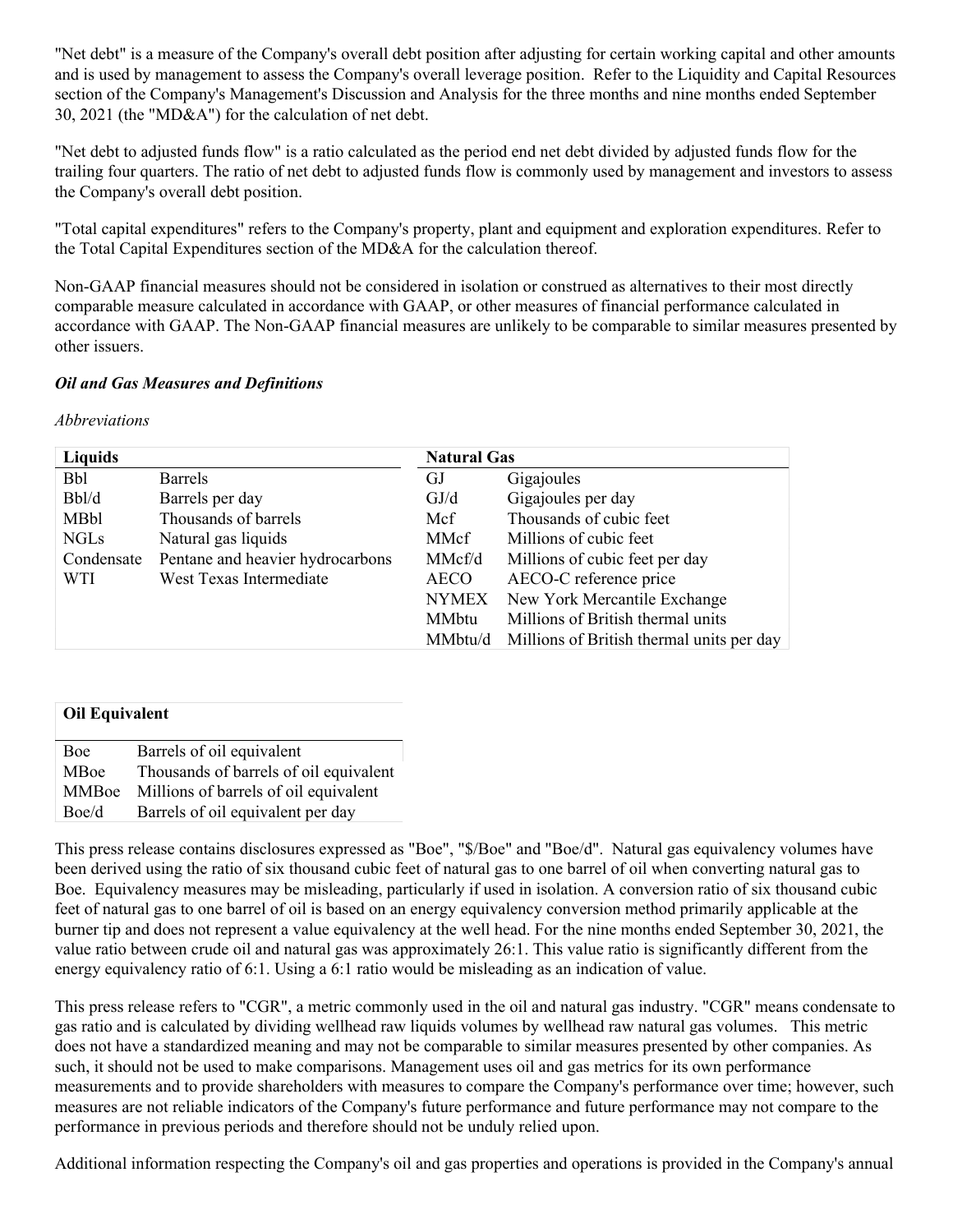"Net debt" is a measure of the Company's overall debt position after adjusting for certain working capital and other amounts and is used by management to assess the Company's overall leverage position. Refer to the Liquidity and Capital Resources section of the Company's Management's Discussion and Analysis for the three months and nine months ended September 30, 2021 (the "MD&A") for the calculation of net debt.

"Net debt to adjusted funds flow" is a ratio calculated as the period end net debt divided by adjusted funds flow for the trailing four quarters. The ratio of net debt to adjusted funds flow is commonly used by management and investors to assess the Company's overall debt position.

"Total capital expenditures" refers to the Company's property, plant and equipment and exploration expenditures. Refer to the Total Capital Expenditures section of the MD&A for the calculation thereof.

Non-GAAP financial measures should not be considered in isolation or construed as alternatives to their most directly comparable measure calculated in accordance with GAAP, or other measures of financial performance calculated in accordance with GAAP. The Non-GAAP financial measures are unlikely to be comparable to similar measures presented by other issuers.

***Oil and Gas Measures and Definitions***

*Abbreviations*

| **Liquids** | | **Natural Gas** | |
|---|---|---|---|
| Bbl | Barrels | GJ | Gigajoules |
| Bbl/d | Barrels per day | GJ/d | Gigajoules per day |
| MBbl | Thousands of barrels | Mcf | Thousands of cubic feet |
| NGLs | Natural gas liquids | MMcf | Millions of cubic feet |
| Condensate | Pentane and heavier hydrocarbons | MMcf/d | Millions of cubic feet per day |
| WTI | West Texas Intermediate | AECO | AECO-C reference price |
| | | NYMEX | New York Mercantile Exchange |
| | | MMbtu | Millions of British thermal units |
| | | MMbtu/d | Millions of British thermal units per day |

| **Oil Equivalent** | |
|---|---|
| Boe | Barrels of oil equivalent |
| MBoe | Thousands of barrels of oil equivalent |
| MMBoe | Millions of barrels of oil equivalent |
| Boe/d | Barrels of oil equivalent per day |

This press release contains disclosures expressed as "Boe", "$/Boe" and "Boe/d". Natural gas equivalency volumes have been derived using the ratio of six thousand cubic feet of natural gas to one barrel of oil when converting natural gas to Boe. Equivalency measures may be misleading, particularly if used in isolation. A conversion ratio of six thousand cubic feet of natural gas to one barrel of oil is based on an energy equivalency conversion method primarily applicable at the burner tip and does not represent a value equivalency at the well head. For the nine months ended September 30, 2021, the value ratio between crude oil and natural gas was approximately 26:1. This value ratio is significantly different from the energy equivalency ratio of 6:1. Using a 6:1 ratio would be misleading as an indication of value.

This press release refers to "CGR", a metric commonly used in the oil and natural gas industry. "CGR" means condensate to gas ratio and is calculated by dividing wellhead raw liquids volumes by wellhead raw natural gas volumes. This metric does not have a standardized meaning and may not be comparable to similar measures presented by other companies. As such, it should not be used to make comparisons. Management uses oil and gas metrics for its own performance measurements and to provide shareholders with measures to compare the Company's performance over time; however, such measures are not reliable indicators of the Company's future performance and future performance may not compare to the performance in previous periods and therefore should not be unduly relied upon.

Additional information respecting the Company's oil and gas properties and operations is provided in the Company's annual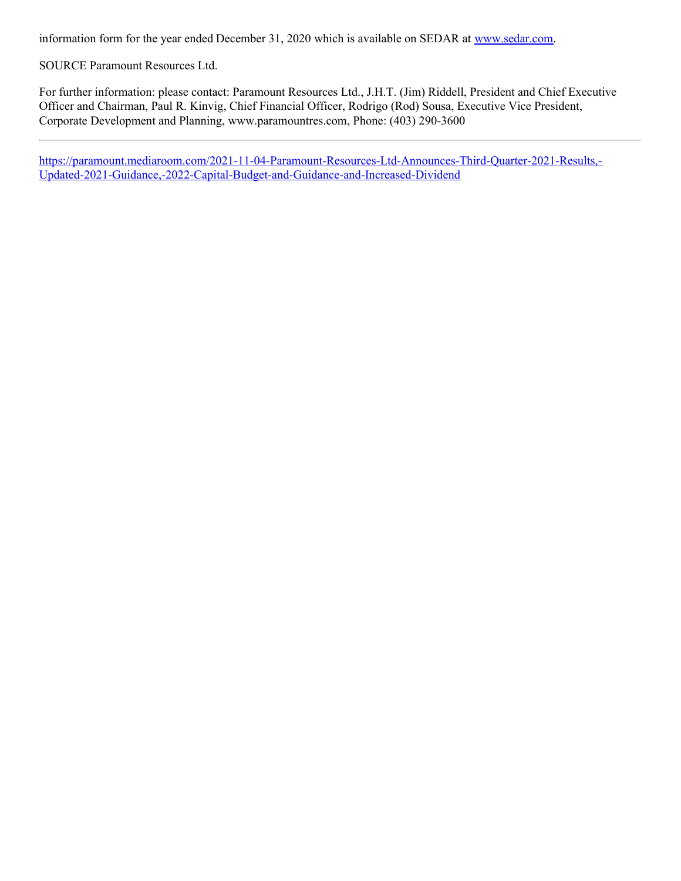information form for the year ended December 31, 2020 which is available on SEDAR at [www.sedar.com](http://www.sedar.com).

SOURCE Paramount Resources Ltd.

For further information: please contact: Paramount Resources Ltd., J.H.T. (Jim) Riddell, President and Chief Executive Officer and Chairman, Paul R. Kinvig, Chief Financial Officer, Rodrigo (Rod) Sousa, Executive Vice President, Corporate Development and Planning, www.paramountres.com, Phone: (403) 290-3600

---

[https://paramount.mediaroom.com/2021-11-04-Paramount-Resources-Ltd-Announces-Third-Quarter-2021-Results,-Updated-2021-Guidance,-2022-Capital-Budget-and-Guidance-and-Increased-Dividend](https://paramount.mediaroom.com/2021-11-04-Paramount-Resources-Ltd-Announces-Third-Quarter-2021-Results,-Updated-2021-Guidance,-2022-Capital-Budget-and-Guidance-and-Increased-Dividend)